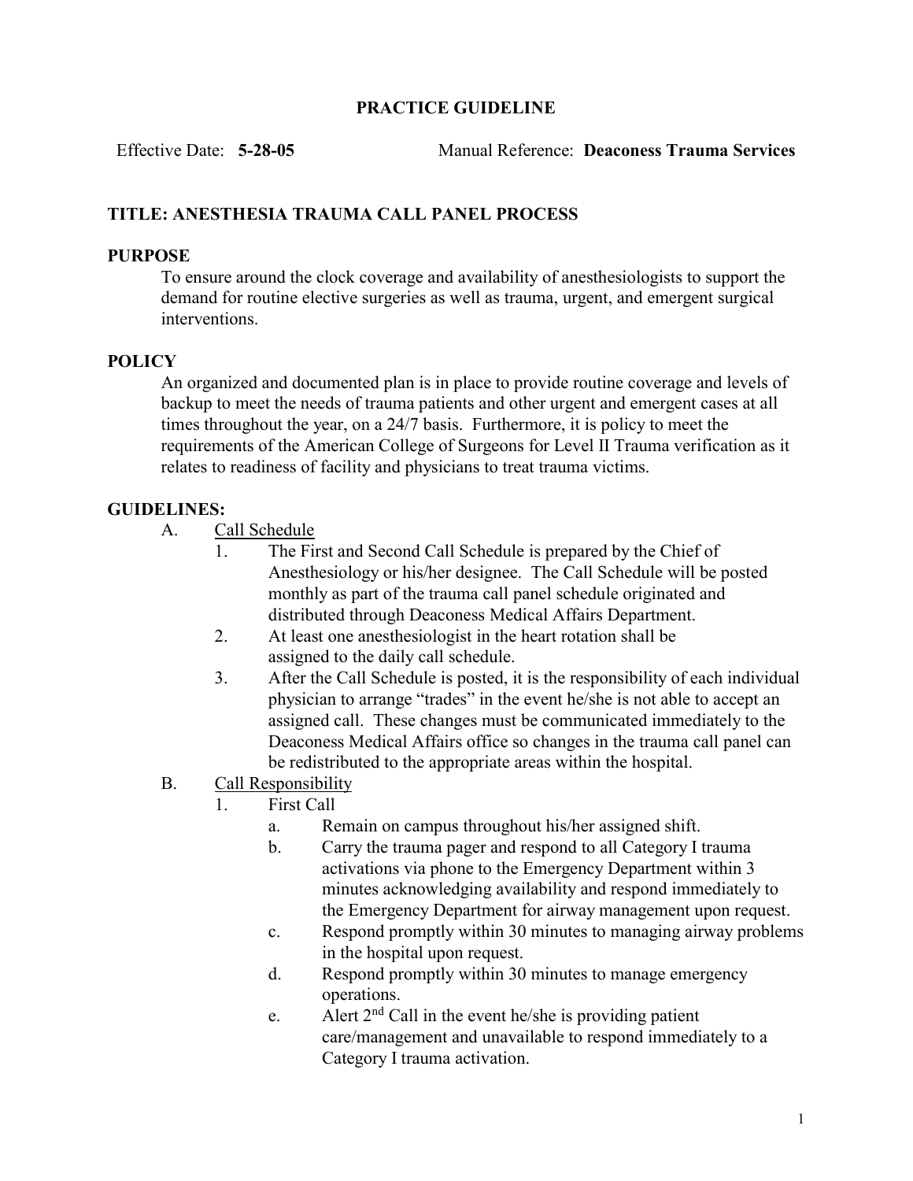## PRACTICE GUIDELINE

Effective Date: **5-28-05** Manual Reference: **Deaconess Trauma Services**

### TITLE: ANESTHESIA TRAUMA CALL PANEL PROCESS

### PURPOSE

To ensure around the clock coverage and availability of anesthesiologists to support the demand for routine elective surgeries as well as trauma, urgent, and emergent surgical interventions.

### POLICY

An organized and documented plan is in place to provide routine coverage and levels of backup to meet the needs of trauma patients and other urgent and emergent cases at all times throughout the year, on a 24/7 basis. Furthermore, it is policy to meet the requirements of the American College of Surgeons for Level II Trauma verification as it relates to readiness of facility and physicians to treat trauma victims.

### GUIDELINES:

A. Call Schedule

1. The First and Second Call Schedule is prepared by the Chief of Anesthesiology or his/her designee. The Call Schedule will be posted monthly as part of the trauma call panel schedule originated and distributed through Deaconess Medical Affairs Department.
2. At least one anesthesiologist in the heart rotation shall be assigned to the daily call schedule.
3. After the Call Schedule is posted, it is the responsibility of each individual physician to arrange "trades" in the event he/she is not able to accept an assigned call. These changes must be communicated immediately to the Deaconess Medical Affairs office so changes in the trauma call panel can be redistributed to the appropriate areas within the hospital.

B. Call Responsibility

1. First Call
   - a. Remain on campus throughout his/her assigned shift.
   - b. Carry the trauma pager and respond to all Category I trauma activations via phone to the Emergency Department within 3 minutes acknowledging availability and respond immediately to the Emergency Department for airway management upon request.
   - c. Respond promptly within 30 minutes to managing airway problems in the hospital upon request.
   - d. Respond promptly within 30 minutes to manage emergency operations.
   - e. Alert 2nd Call in the event he/she is providing patient care/management and unavailable to respond immediately to a Category I trauma activation.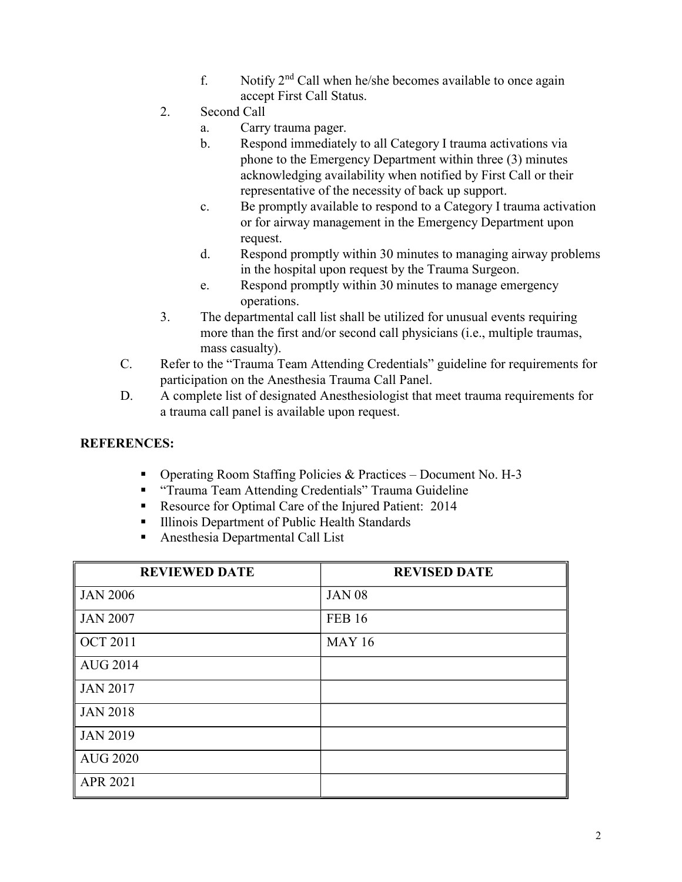f. Notify 2nd Call when he/she becomes available to once again accept First Call Status.

2. Second Call
   a. Carry trauma pager.
   b. Respond immediately to all Category I trauma activations via phone to the Emergency Department within three (3) minutes acknowledging availability when notified by First Call or their representative of the necessity of back up support.
   c. Be promptly available to respond to a Category I trauma activation or for airway management in the Emergency Department upon request.
   d. Respond promptly within 30 minutes to managing airway problems in the hospital upon request by the Trauma Surgeon.
   e. Respond promptly within 30 minutes to manage emergency operations.

3. The departmental call list shall be utilized for unusual events requiring more than the first and/or second call physicians (i.e., multiple traumas, mass casualty).

C. Refer to the "Trauma Team Attending Credentials" guideline for requirements for participation on the Anesthesia Trauma Call Panel.

D. A complete list of designated Anesthesiologist that meet trauma requirements for a trauma call panel is available upon request.

**REFERENCES:**

- Operating Room Staffing Policies & Practices – Document No. H-3
- "Trauma Team Attending Credentials" Trauma Guideline
- Resource for Optimal Care of the Injured Patient: 2014
- Illinois Department of Public Health Standards
- Anesthesia Departmental Call List

| REVIEWED DATE | REVISED DATE |
|---|---|
| JAN 2006 | JAN 08 |
| JAN 2007 | FEB 16 |
| OCT 2011 | MAY 16 |
| AUG 2014 | |
| JAN 2017 | |
| JAN 2018 | |
| JAN 2019 | |
| AUG 2020 | |
| APR 2021 | |